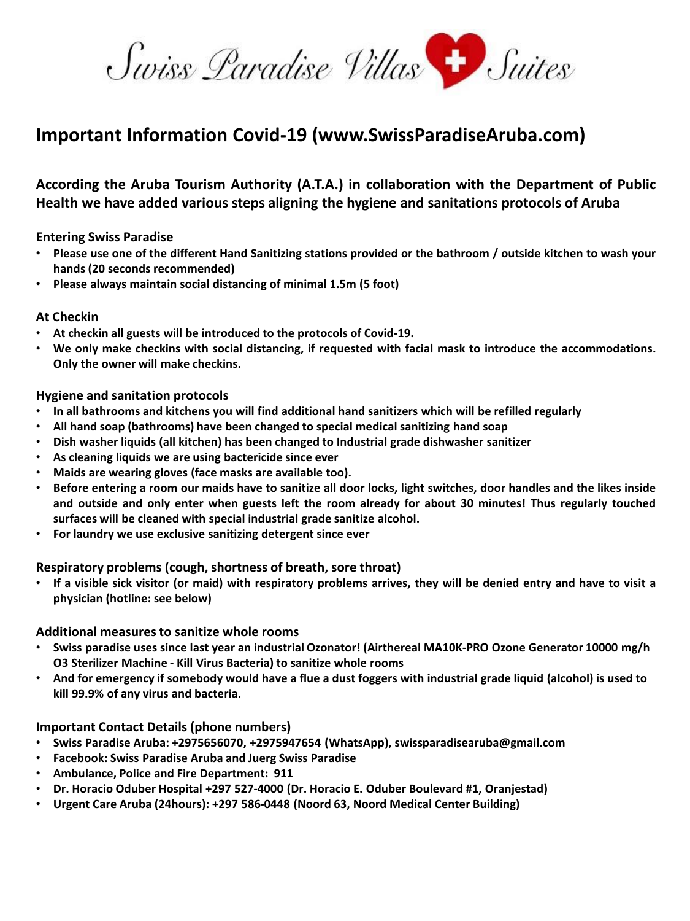Swiss Paradise Villas Suites

# Important Information Covid-19 (www.SwissParadiseAruba.com)

## According the Aruba Tourism Authority (A.T.A.) in collaboration with the Department of Public Health we have added various steps aligning the hygiene and sanitations protocols of Aruba

### Entering Swiss Paradise

- **Please use one of the different Hand Sanitizing stations provided or the bathroom / outside kitchen to wash your hands (20 seconds recommended)**
- **Please always maintain social distancing of minimal 1.5m (5 foot)**

### At Checkin

- **At checkin all guests will be introduced to the protocols of Covid-19.**
- **We only make checkins with social distancing, if requested with facial mask to introduce the accommodations. Only the owner will make checkins.**

### Hygiene and sanitation protocols

- **In all bathrooms and kitchens you will find additional hand sanitizers which will be refilled regularly**
- **All hand soap (bathrooms) have been changed to special medical sanitizing hand soap**
- **Dish washer liquids (all kitchen) has been changed to Industrial grade dishwasher sanitizer**
- **As cleaning liquids we are using bactericide since ever**
- **Maids are wearing gloves (face masks are available too).**
- **Before entering a room our maids have to sanitize all door locks, light switches, door handles and the likes inside and outside and only enter when guests left the room already for about 30 minutes! Thus regularly touched surfaces will be cleaned with special industrial grade sanitize alcohol.**
- **For laundry we use exclusive sanitizing detergent since ever**

### Respiratory problems (cough, shortness of breath, sore throat)

- **If a visible sick visitor (or maid) with respiratory problems arrives, they will be denied entry and have to visit a physician (hotline: see below)**

### Additional measures to sanitize whole rooms

- **Swiss paradise uses since last year an industrial Ozonator! (Airthereal MA10K-PRO Ozone Generator 10000 mg/h O3 Sterilizer Machine - Kill Virus Bacteria) to sanitize whole rooms**
- **And for emergency if somebody would have a flue a dust foggers with industrial grade liquid (alcohol) is used to kill 99.9% of any virus and bacteria.**

### Important Contact Details (phone numbers)

- **Swiss Paradise Aruba: +2975656070, +2975947654 (WhatsApp), swissparadisearuba@gmail.com**
- **Facebook: Swiss Paradise Aruba and Juerg Swiss Paradise**
- **Ambulance, Police and Fire Department: 911**
- **Dr. Horacio Oduber Hospital +297 527-4000 (Dr. Horacio E. Oduber Boulevard #1, Oranjestad)**
- **Urgent Care Aruba (24hours): +297 586-0448 (Noord 63, Noord Medical Center Building)**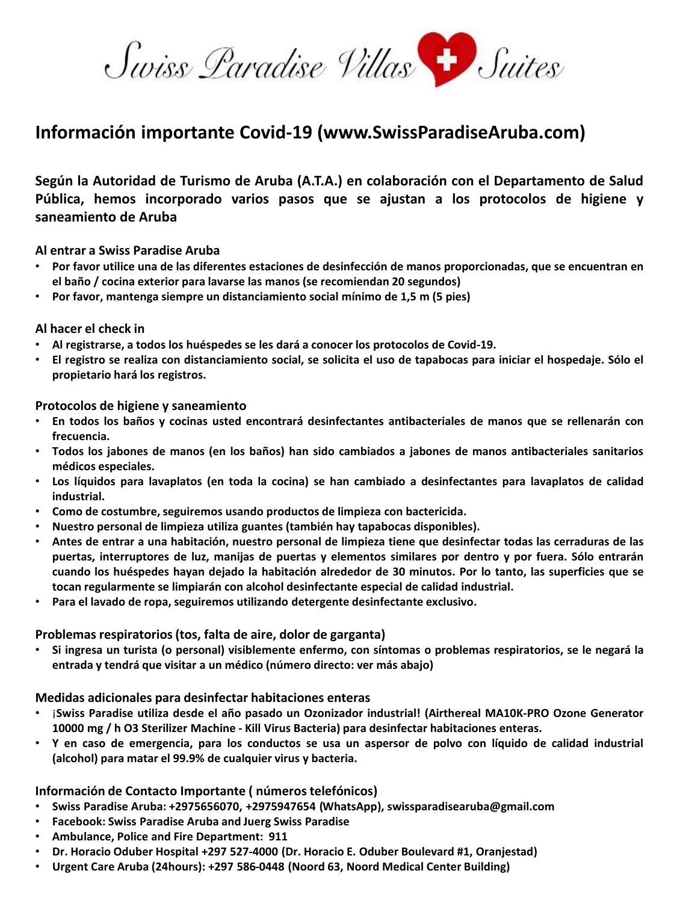Swiss Paradise Villas Suites

# Información importante Covid-19 (www.SwissParadiseAruba.com)

**Según la Autoridad de Turismo de Aruba (A.T.A.) en colaboración con el Departamento de Salud Pública, hemos incorporado varios pasos que se ajustan a los protocolos de higiene y saneamiento de Aruba**

## Al entrar a Swiss Paradise Aruba

- **Por favor utilice una de las diferentes estaciones de desinfección de manos proporcionadas, que se encuentran en el baño / cocina exterior para lavarse las manos (se recomiendan 20 segundos)**
- **Por favor, mantenga siempre un distanciamiento social mínimo de 1,5 m (5 pies)**

## Al hacer el check in

- **Al registrarse, a todos los huéspedes se les dará a conocer los protocolos de Covid-19.**
- **El registro se realiza con distanciamiento social, se solicita el uso de tapabocas para iniciar el hospedaje. Sólo el propietario hará los registros.**

## Protocolos de higiene y saneamiento

- **En todos los baños y cocinas usted encontrará desinfectantes antibacteriales de manos que se rellenarán con frecuencia.**
- **Todos los jabones de manos (en los baños) han sido cambiados a jabones de manos antibacteriales sanitarios médicos especiales.**
- **Los líquidos para lavaplatos (en toda la cocina) se han cambiado a desinfectantes para lavaplatos de calidad industrial.**
- **Como de costumbre, seguiremos usando productos de limpieza con bactericida.**
- **Nuestro personal de limpieza utiliza guantes (también hay tapabocas disponibles).**
- **Antes de entrar a una habitación, nuestro personal de limpieza tiene que desinfectar todas las cerraduras de las puertas, interruptores de luz, manijas de puertas y elementos similares por dentro y por fuera. Sólo entrarán cuando los huéspedes hayan dejado la habitación alrededor de 30 minutos. Por lo tanto, las superficies que se tocan regularmente se limpiarán con alcohol desinfectante especial de calidad industrial.**
- **Para el lavado de ropa, seguiremos utilizando detergente desinfectante exclusivo.**

## Problemas respiratorios (tos, falta de aire, dolor de garganta)

- **Si ingresa un turista (o personal) visiblemente enfermo, con síntomas o problemas respiratorios, se le negará la entrada y tendrá que visitar a un médico (número directo: ver más abajo)**

## Medidas adicionales para desinfectar habitaciones enteras

- **¡Swiss Paradise utiliza desde el año pasado un Ozonizador industrial! (Airthereal MA10K-PRO Ozone Generator 10000 mg / h O3 Sterilizer Machine - Kill Virus Bacteria) para desinfectar habitaciones enteras.**
- **Y en caso de emergencia, para los conductos se usa un aspersor de polvo con líquido de calidad industrial (alcohol) para matar el 99.9% de cualquier virus y bacteria.**

## Información de Contacto Importante ( números telefónicos)

- **Swiss Paradise Aruba: +2975656070, +2975947654 (WhatsApp), swissparadisearuba@gmail.com**
- **Facebook: Swiss Paradise Aruba and Juerg Swiss Paradise**
- **Ambulance, Police and Fire Department: 911**
- **Dr. Horacio Oduber Hospital +297 527-4000 (Dr. Horacio E. Oduber Boulevard #1, Oranjestad)**
- **Urgent Care Aruba (24hours): +297 586-0448 (Noord 63, Noord Medical Center Building)**